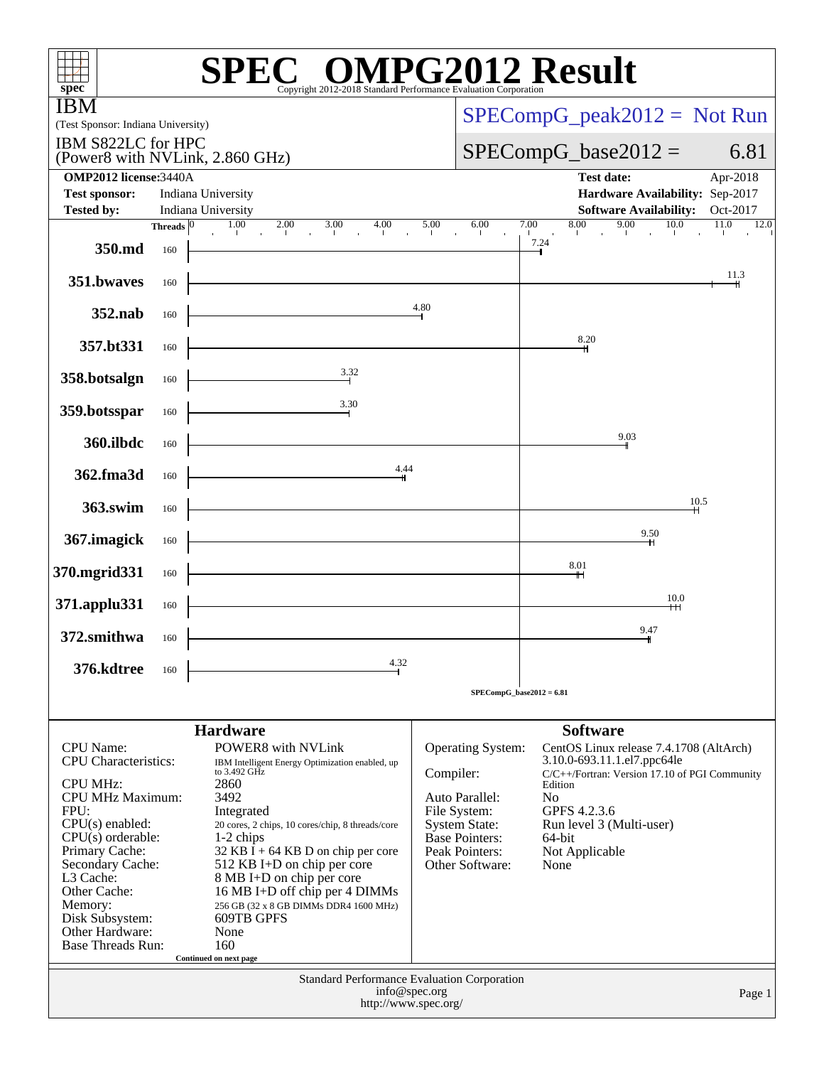# SPEC OMPG2012 Result

Copyright 2012-2018 Standard Performance Evaluation Corporation

**IBM**
(Test Sponsor: Indiana University)

IBM S822LC for HPC
(Power8 with NVLink, 2.860 GHz)

SPECompG_peak2012 = Not Run

SPECompG_base2012 = 6.81

| | | | |
|---|---|---|---|
| **OMP2012 license:** | 3440A | **Test date:** | Apr-2018 |
| **Test sponsor:** | Indiana University | **Hardware Availability:** | Sep-2017 |
| **Tested by:** | Indiana University | **Software Availability:** | Oct-2017 |

| Benchmark | Threads | Base Ratio |
|---|---|---|
| 350.md | 160 | 7.24 |
| 351.bwaves | 160 | 11.3 |
| 352.nab | 160 | 4.80 |
| 357.bt331 | 160 | 8.20 |
| 358.botsalgn | 160 | 3.32 |
| 359.botsspar | 160 | 3.30 |
| 360.ilbdc | 160 | 9.03 |
| 362.fma3d | 160 | 4.44 |
| 363.swim | 160 | 10.5 |
| 367.imagick | 160 | 9.50 |
| 370.mgrid331 | 160 | 8.01 |
| 371.applu331 | 160 | 10.0 |
| 372.smithwa | 160 | 9.47 |
| 376.kdtree | 160 | 4.32 |

SPECompG_base2012 = 6.81

## Hardware

| | |
|---|---|
| CPU Name: | POWER8 with NVLink |
| CPU Characteristics: | IBM Intelligent Energy Optimization enabled, up to 3.492 GHz |
| CPU MHz: | 2860 |
| CPU MHz Maximum: | 3492 |
| FPU: | Integrated |
| CPU(s) enabled: | 20 cores, 2 chips, 10 cores/chip, 8 threads/core |
| CPU(s) orderable: | 1-2 chips |
| Primary Cache: | 32 KB I + 64 KB D on chip per core |
| Secondary Cache: | 512 KB I+D on chip per core |
| L3 Cache: | 8 MB I+D on chip per core |
| Other Cache: | 16 MB I+D off chip per 4 DIMMs |
| Memory: | 256 GB (32 x 8 GB DIMMs DDR4 1600 MHz) |
| Disk Subsystem: | 609TB GPFS |
| Other Hardware: | None |
| Base Threads Run: | 160 |

Continued on next page

## Software

| | |
|---|---|
| Operating System: | CentOS Linux release 7.4.1708 (AltArch) 3.10.0-693.11.1.el7.ppc64le |
| Compiler: | C/C++/Fortran: Version 17.10 of PGI Community Edition |
| Auto Parallel: | No |
| File System: | GPFS 4.2.3.6 |
| System State: | Run level 3 (Multi-user) |
| Base Pointers: | 64-bit |
| Peak Pointers: | Not Applicable |
| Other Software: | None |

Standard Performance Evaluation Corporation
info@spec.org
http://www.spec.org/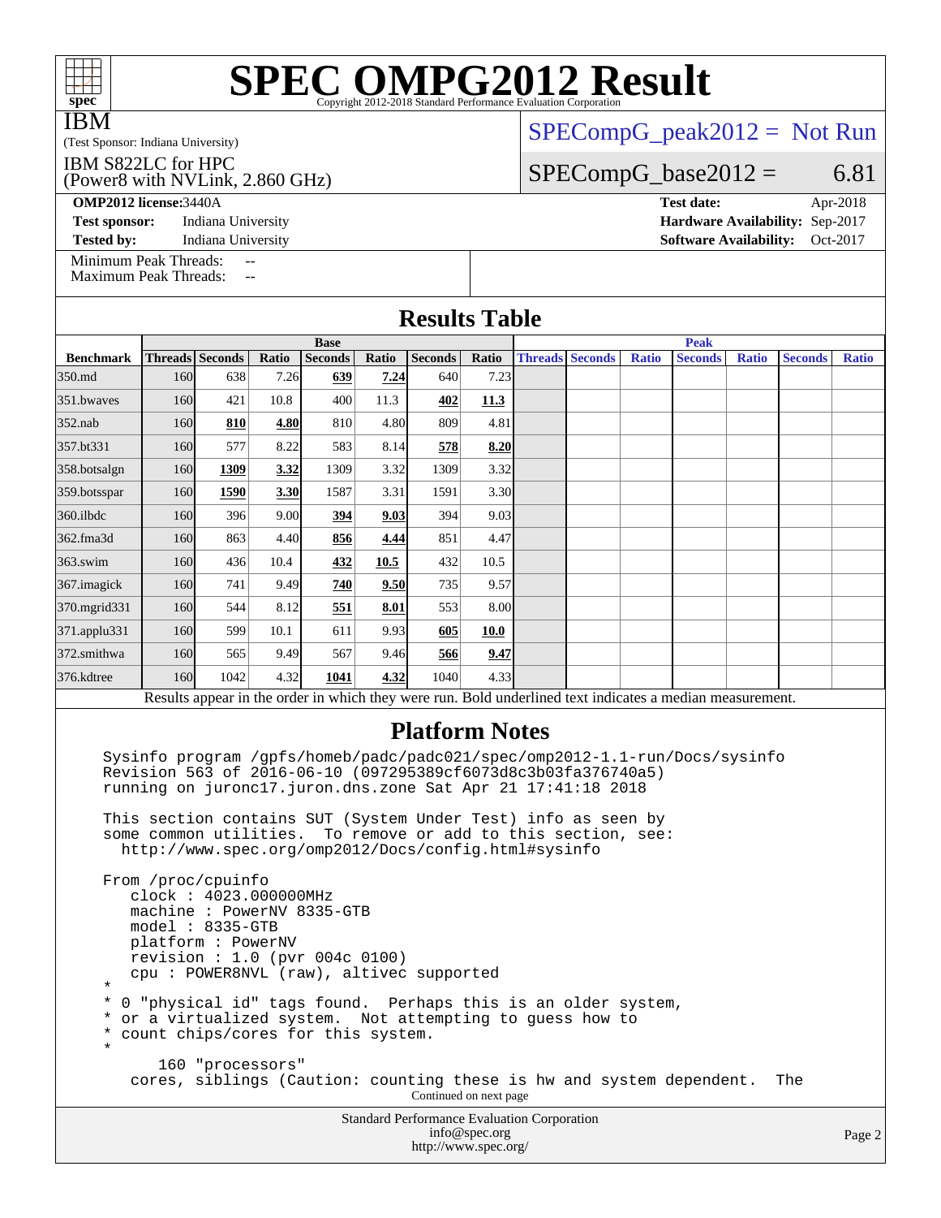# SPEC OMPG2012 Result

Copyright 2012-2018 Standard Performance Evaluation Corporation

IBM

(Test Sponsor: Indiana University)

IBM S822LC for HPC
(Power8 with NVLink, 2.860 GHz)

SPECompG_peak2012 = Not Run

SPECompG_base2012 = 6.81

**OMP2012 license:** 3440A | **Test date:** Apr-2018
**Test sponsor:** Indiana University | **Hardware Availability:** Sep-2017
**Tested by:** Indiana University | **Software Availability:** Oct-2017

Minimum Peak Threads: --
Maximum Peak Threads: --

## Results Table

| | Base | | | | | | | Peak | | | | | | |
|---|---|---|---|---|---|---|---|---|---|---|---|---|---|---|
| **Benchmark** | **Threads** | **Seconds** | **Ratio** | **Seconds** | **Ratio** | **Seconds** | **Ratio** | **Threads** | **Seconds** | **Ratio** | **Seconds** | **Ratio** | **Seconds** | **Ratio** |
| 350.md | 160 | 638 | 7.26 | **639** | **7.24** | 640 | 7.23 | | | | | | | |
| 351.bwaves | 160 | 421 | 10.8 | 400 | 11.3 | **402** | **11.3** | | | | | | | |
| 352.nab | 160 | **810** | **4.80** | 810 | 4.80 | 809 | 4.81 | | | | | | | |
| 357.bt331 | 160 | 577 | 8.22 | 583 | 8.14 | **578** | **8.20** | | | | | | | |
| 358.botsalgn | 160 | **1309** | **3.32** | 1309 | 3.32 | 1309 | 3.32 | | | | | | | |
| 359.botsspar | 160 | **1590** | **3.30** | 1587 | 3.31 | 1591 | 3.30 | | | | | | | |
| 360.ilbdc | 160 | 396 | 9.00 | **394** | **9.03** | 394 | 9.03 | | | | | | | |
| 362.fma3d | 160 | 863 | 4.40 | **856** | **4.44** | 851 | 4.47 | | | | | | | |
| 363.swim | 160 | 436 | 10.4 | **432** | **10.5** | 432 | 10.5 | | | | | | | |
| 367.imagick | 160 | 741 | 9.49 | **740** | **9.50** | 735 | 9.57 | | | | | | | |
| 370.mgrid331 | 160 | 544 | 8.12 | **551** | **8.01** | 553 | 8.00 | | | | | | | |
| 371.applu331 | 160 | 599 | 10.1 | 611 | 9.93 | **605** | **10.0** | | | | | | | |
| 372.smithwa | 160 | 565 | 9.49 | 567 | 9.46 | **566** | **9.47** | | | | | | | |
| 376.kdtree | 160 | 1042 | 4.32 | **1041** | **4.32** | 1040 | 4.33 | | | | | | | |

Results appear in the order in which they were run. Bold underlined text indicates a median measurement.

## Platform Notes

```
Sysinfo program /gpfs/homeb/padc/padc021/spec/omp2012-1.1-run/Docs/sysinfo
Revision 563 of 2016-06-10 (097295389cf6073d8c3b03fa376740a5)
running on juronc17.juron.dns.zone Sat Apr 21 17:41:18 2018

This section contains SUT (System Under Test) info as seen by
some common utilities.  To remove or add to this section, see:
  http://www.spec.org/omp2012/Docs/config.html#sysinfo

From /proc/cpuinfo
   clock : 4023.000000MHz
   machine : PowerNV 8335-GTB
   model : 8335-GTB
   platform : PowerNV
   revision : 1.0 (pvr 004c 0100)
   cpu : POWER8NVL (raw), altivec supported
*
* 0 "physical id" tags found.  Perhaps this is an older system,
* or a virtualized system.  Not attempting to guess how to
* count chips/cores for this system.
*
      160 "processors"
   cores, siblings (Caution: counting these is hw and system dependent.  The
```

Continued on next page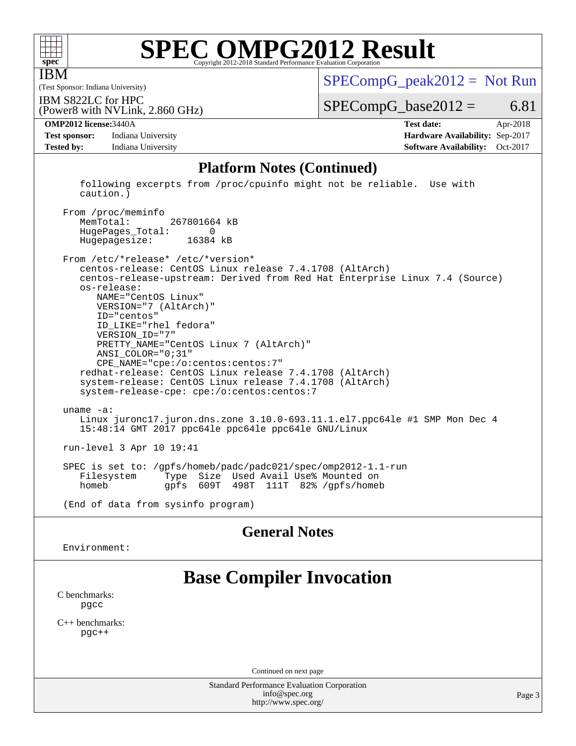## Platform Notes (Continued)

```
   following excerpts from /proc/cpuinfo might not be reliable.  Use with
   caution.)

From /proc/meminfo
   MemTotal:       267801664 kB
   HugePages_Total:        0
   Hugepagesize:       16384 kB

From /etc/*release* /etc/*version*
   centos-release: CentOS Linux release 7.4.1708 (AltArch)
   centos-release-upstream: Derived from Red Hat Enterprise Linux 7.4 (Source)
   os-release:
      NAME="CentOS Linux"
      VERSION="7 (AltArch)"
      ID="centos"
      ID_LIKE="rhel fedora"
      VERSION_ID="7"
      PRETTY_NAME="CentOS Linux 7 (AltArch)"
      ANSI_COLOR="0;31"
      CPE_NAME="cpe:/o:centos:centos:7"
   redhat-release: CentOS Linux release 7.4.1708 (AltArch)
   system-release: CentOS Linux release 7.4.1708 (AltArch)
   system-release-cpe: cpe:/o:centos:centos:7

uname -a:
   Linux juronc17.juron.dns.zone 3.10.0-693.11.1.el7.ppc64le #1 SMP Mon Dec 4
   15:48:14 GMT 2017 ppc64le ppc64le ppc64le GNU/Linux

run-level 3 Apr 10 19:41

SPEC is set to: /gpfs/homeb/padc/padc021/spec/omp2012-1.1-run
   Filesystem     Type  Size  Used Avail Use% Mounted on
   homeb          gpfs  609T  498T  111T  82% /gpfs/homeb

(End of data from sysinfo program)
```

## General Notes

```
Environment:
```

# Base Compiler Invocation

C benchmarks:
    pgcc

C++ benchmarks:
    pgc++

Continued on next page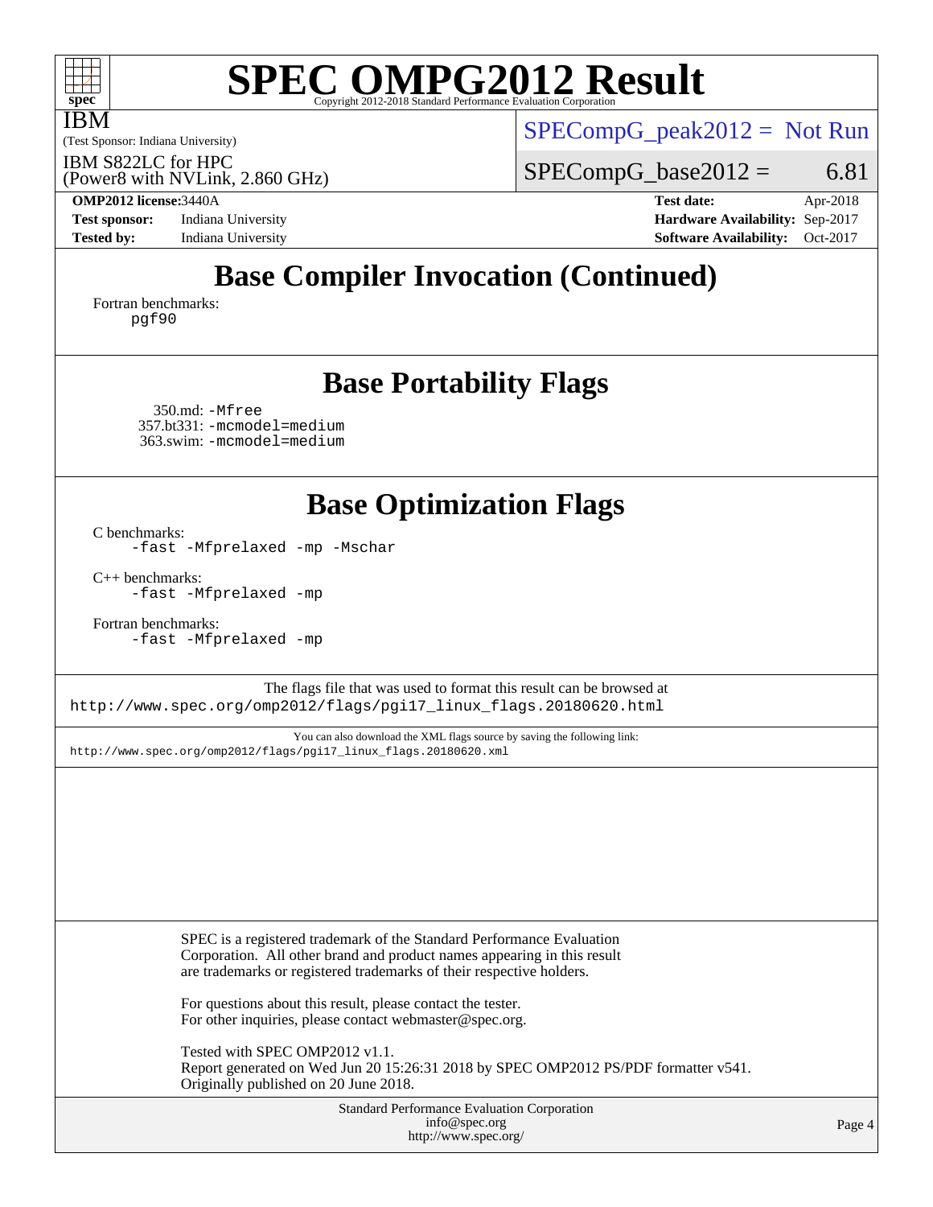# SPEC OMPG2012 Result

Copyright 2012-2018 Standard Performance Evaluation Corporation

IBM
(Test Sponsor: Indiana University)

IBM S822LC for HPC
(Power8 with NVLink, 2.860 GHz)

SPECompG_peak2012 = Not Run

SPECompG_base2012 = 6.81

**OMP2012 license:** 3440A
**Test sponsor:** Indiana University
**Tested by:** Indiana University

**Test date:** Apr-2018
**Hardware Availability:** Sep-2017
**Software Availability:** Oct-2017

## Base Compiler Invocation (Continued)

Fortran benchmarks:
`pgf90`

## Base Portability Flags

350.md: `-Mfree`
357.bt331: `-mcmodel=medium`
363.swim: `-mcmodel=medium`

## Base Optimization Flags

C benchmarks:
`-fast -Mfprelaxed -mp -Mschar`

C++ benchmarks:
`-fast -Mfprelaxed -mp`

Fortran benchmarks:
`-fast -Mfprelaxed -mp`

The flags file that was used to format this result can be browsed at
http://www.spec.org/omp2012/flags/pgi17_linux_flags.20180620.html

You can also download the XML flags source by saving the following link:
http://www.spec.org/omp2012/flags/pgi17_linux_flags.20180620.xml

SPEC is a registered trademark of the Standard Performance Evaluation Corporation. All other brand and product names appearing in this result are trademarks or registered trademarks of their respective holders.

For questions about this result, please contact the tester.
For other inquiries, please contact webmaster@spec.org.

Tested with SPEC OMP2012 v1.1.
Report generated on Wed Jun 20 15:26:31 2018 by SPEC OMP2012 PS/PDF formatter v541.
Originally published on 20 June 2018.

Standard Performance Evaluation Corporation
info@spec.org
http://www.spec.org/